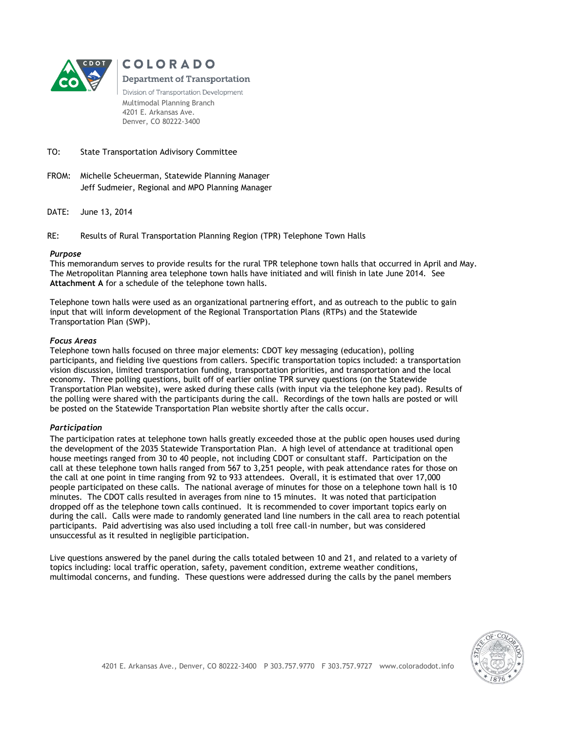**COLORADO**
**Department of Transportation**
Division of Transportation Development
Multimodal Planning Branch
4201 E. Arkansas Ave.
Denver, CO 80222-3400

TO: State Transportation Advisory Committee

FROM: Michelle Scheuerman, Statewide Planning Manager
Jeff Sudmeier, Regional and MPO Planning Manager

DATE: June 13, 2014

RE: Results of Rural Transportation Planning Region (TPR) Telephone Town Halls

***Purpose***

This memorandum serves to provide results for the rural TPR telephone town halls that occurred in April and May. The Metropolitan Planning area telephone town halls have initiated and will finish in late June 2014. See **Attachment A** for a schedule of the telephone town halls.

Telephone town halls were used as an organizational partnering effort, and as outreach to the public to gain input that will inform development of the Regional Transportation Plans (RTPs) and the Statewide Transportation Plan (SWP).

***Focus Areas***

Telephone town halls focused on three major elements: CDOT key messaging (education), polling participants, and fielding live questions from callers. Specific transportation topics included: a transportation vision discussion, limited transportation funding, transportation priorities, and transportation and the local economy. Three polling questions, built off of earlier online TPR survey questions (on the Statewide Transportation Plan website), were asked during these calls (with input via the telephone key pad). Results of the polling were shared with the participants during the call. Recordings of the town halls are posted or will be posted on the Statewide Transportation Plan website shortly after the calls occur.

***Participation***

The participation rates at telephone town halls greatly exceeded those at the public open houses used during the development of the 2035 Statewide Transportation Plan. A high level of attendance at traditional open house meetings ranged from 30 to 40 people, not including CDOT or consultant staff. Participation on the call at these telephone town halls ranged from 567 to 3,251 people, with peak attendance rates for those on the call at one point in time ranging from 92 to 933 attendees. Overall, it is estimated that over 17,000 people participated on these calls. The national average of minutes for those on a telephone town hall is 10 minutes. The CDOT calls resulted in averages from nine to 15 minutes. It was noted that participation dropped off as the telephone town calls continued. It is recommended to cover important topics early on during the call. Calls were made to randomly generated land line numbers in the call area to reach potential participants. Paid advertising was also used including a toll free call-in number, but was considered unsuccessful as it resulted in negligible participation.

Live questions answered by the panel during the calls totaled between 10 and 21, and related to a variety of topics including: local traffic operation, safety, pavement condition, extreme weather conditions, multimodal concerns, and funding. These questions were addressed during the calls by the panel members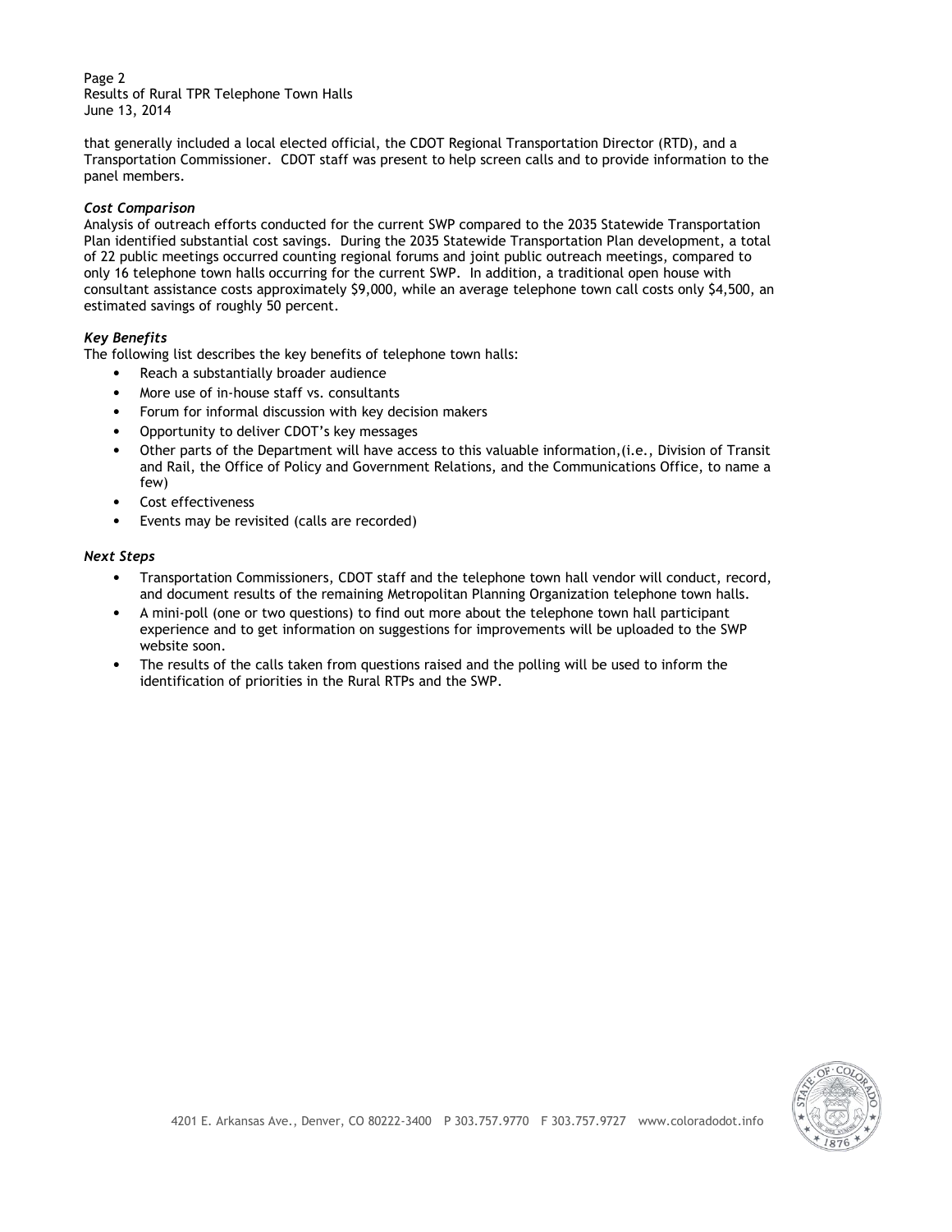that generally included a local elected official, the CDOT Regional Transportation Director (RTD), and a Transportation Commissioner. CDOT staff was present to help screen calls and to provide information to the panel members.

### *Cost Comparison*

Analysis of outreach efforts conducted for the current SWP compared to the 2035 Statewide Transportation Plan identified substantial cost savings. During the 2035 Statewide Transportation Plan development, a total of 22 public meetings occurred counting regional forums and joint public outreach meetings, compared to only 16 telephone town halls occurring for the current SWP. In addition, a traditional open house with consultant assistance costs approximately $9,000, while an average telephone town call costs only $4,500, an estimated savings of roughly 50 percent.

### *Key Benefits*

The following list describes the key benefits of telephone town halls:

- Reach a substantially broader audience
- More use of in-house staff vs. consultants
- Forum for informal discussion with key decision makers
- Opportunity to deliver CDOT's key messages
- Other parts of the Department will have access to this valuable information,(i.e., Division of Transit and Rail, the Office of Policy and Government Relations, and the Communications Office, to name a few)
- Cost effectiveness
- Events may be revisited (calls are recorded)

### *Next Steps*

- Transportation Commissioners, CDOT staff and the telephone town hall vendor will conduct, record, and document results of the remaining Metropolitan Planning Organization telephone town halls.
- A mini-poll (one or two questions) to find out more about the telephone town hall participant experience and to get information on suggestions for improvements will be uploaded to the SWP website soon.
- The results of the calls taken from questions raised and the polling will be used to inform the identification of priorities in the Rural RTPs and the SWP.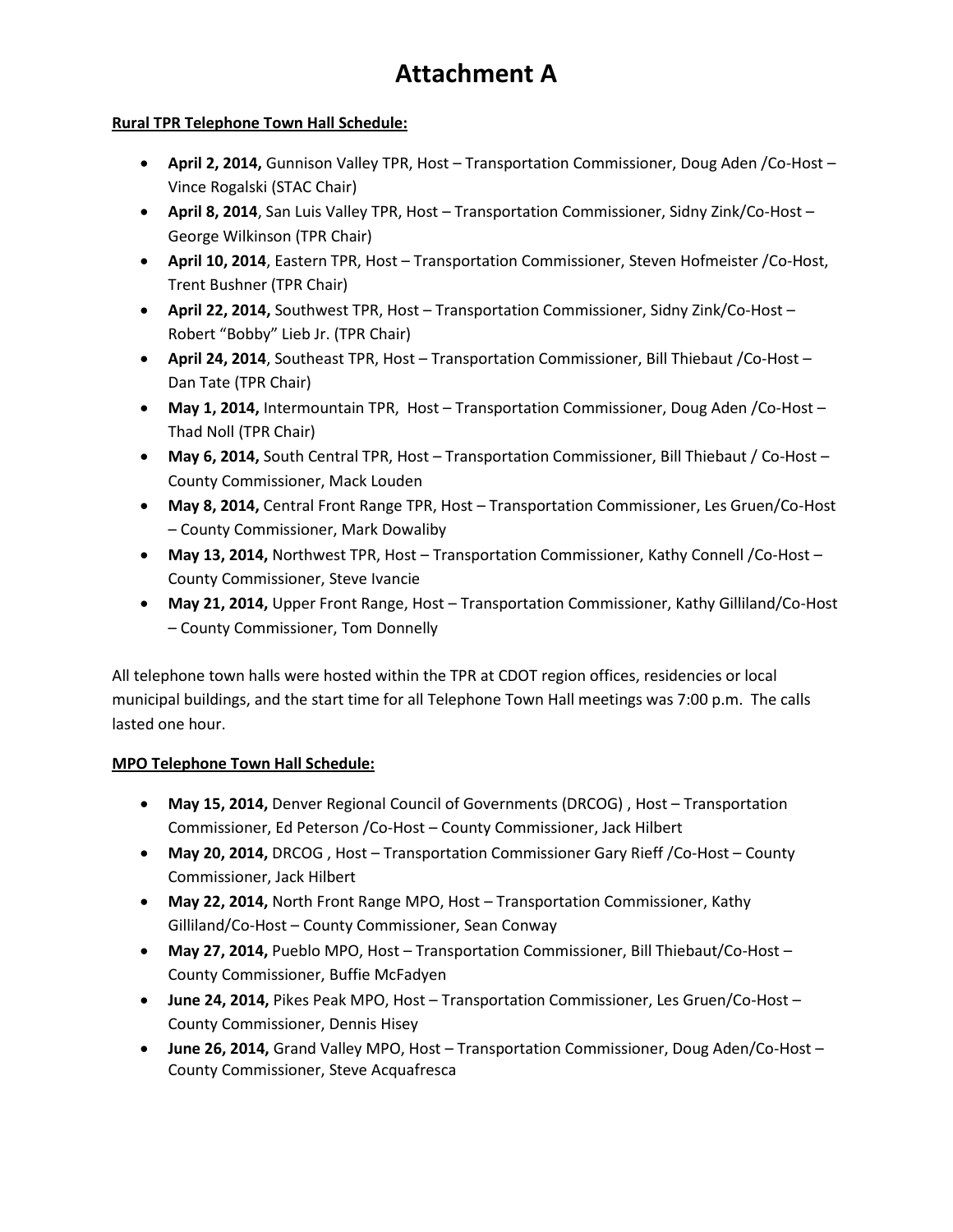# Attachment A

**Rural TPR Telephone Town Hall Schedule:**

- **April 2, 2014,** Gunnison Valley TPR, Host – Transportation Commissioner, Doug Aden /Co-Host – Vince Rogalski (STAC Chair)
- **April 8, 2014**, San Luis Valley TPR, Host – Transportation Commissioner, Sidny Zink/Co-Host – George Wilkinson (TPR Chair)
- **April 10, 2014**, Eastern TPR, Host – Transportation Commissioner, Steven Hofmeister /Co-Host, Trent Bushner (TPR Chair)
- **April 22, 2014,** Southwest TPR, Host – Transportation Commissioner, Sidny Zink/Co-Host – Robert "Bobby" Lieb Jr. (TPR Chair)
- **April 24, 2014**, Southeast TPR, Host – Transportation Commissioner, Bill Thiebaut /Co-Host – Dan Tate (TPR Chair)
- **May 1, 2014,** Intermountain TPR, Host – Transportation Commissioner, Doug Aden /Co-Host – Thad Noll (TPR Chair)
- **May 6, 2014,** South Central TPR, Host – Transportation Commissioner, Bill Thiebaut / Co-Host – County Commissioner, Mack Louden
- **May 8, 2014,** Central Front Range TPR, Host – Transportation Commissioner, Les Gruen/Co-Host – County Commissioner, Mark Dowaliby
- **May 13, 2014,** Northwest TPR, Host – Transportation Commissioner, Kathy Connell /Co-Host – County Commissioner, Steve Ivancie
- **May 21, 2014,** Upper Front Range, Host – Transportation Commissioner, Kathy Gilliland/Co-Host – County Commissioner, Tom Donnelly

All telephone town halls were hosted within the TPR at CDOT region offices, residencies or local municipal buildings, and the start time for all Telephone Town Hall meetings was 7:00 p.m. The calls lasted one hour.

**MPO Telephone Town Hall Schedule:**

- **May 15, 2014,** Denver Regional Council of Governments (DRCOG) , Host – Transportation Commissioner, Ed Peterson /Co-Host – County Commissioner, Jack Hilbert
- **May 20, 2014,** DRCOG , Host – Transportation Commissioner Gary Rieff /Co-Host – County Commissioner, Jack Hilbert
- **May 22, 2014,** North Front Range MPO, Host – Transportation Commissioner, Kathy Gilliland/Co-Host – County Commissioner, Sean Conway
- **May 27, 2014,** Pueblo MPO, Host – Transportation Commissioner, Bill Thiebaut/Co-Host – County Commissioner, Buffie McFadyen
- **June 24, 2014,** Pikes Peak MPO, Host – Transportation Commissioner, Les Gruen/Co-Host – County Commissioner, Dennis Hisey
- **June 26, 2014,** Grand Valley MPO, Host – Transportation Commissioner, Doug Aden/Co-Host – County Commissioner, Steve Acquafresca